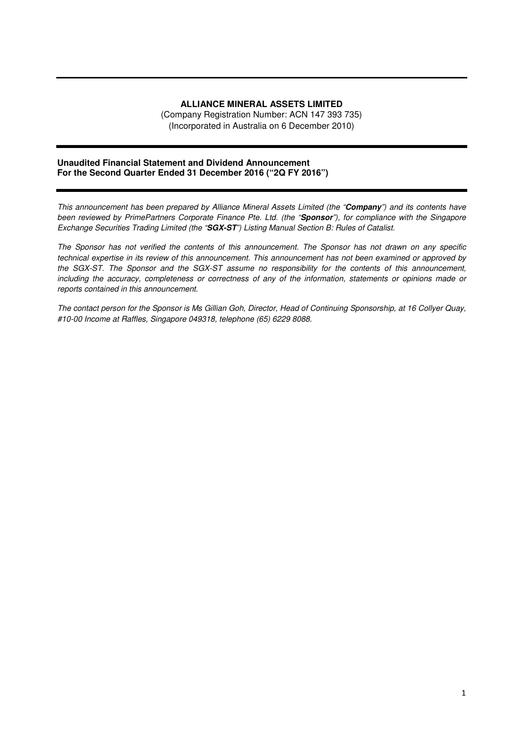**ALLIANCE MINERAL ASSETS LIMITED**

(Company Registration Number: ACN 147 393 735)
(Incorporated in Australia on 6 December 2010)

**Unaudited Financial Statement and Dividend Announcement**
**For the Second Quarter Ended 31 December 2016 ("2Q FY 2016")**

*This announcement has been prepared by Alliance Mineral Assets Limited (the "**Company**") and its contents have been reviewed by PrimePartners Corporate Finance Pte. Ltd. (the "**Sponsor**"), for compliance with the Singapore Exchange Securities Trading Limited (the "**SGX-ST**") Listing Manual Section B: Rules of Catalist.*

*The Sponsor has not verified the contents of this announcement. The Sponsor has not drawn on any specific technical expertise in its review of this announcement. This announcement has not been examined or approved by the SGX-ST. The Sponsor and the SGX-ST assume no responsibility for the contents of this announcement, including the accuracy, completeness or correctness of any of the information, statements or opinions made or reports contained in this announcement.*

*The contact person for the Sponsor is Ms Gillian Goh, Director, Head of Continuing Sponsorship, at 16 Collyer Quay, #10-00 Income at Raffles, Singapore 049318, telephone (65) 6229 8088.*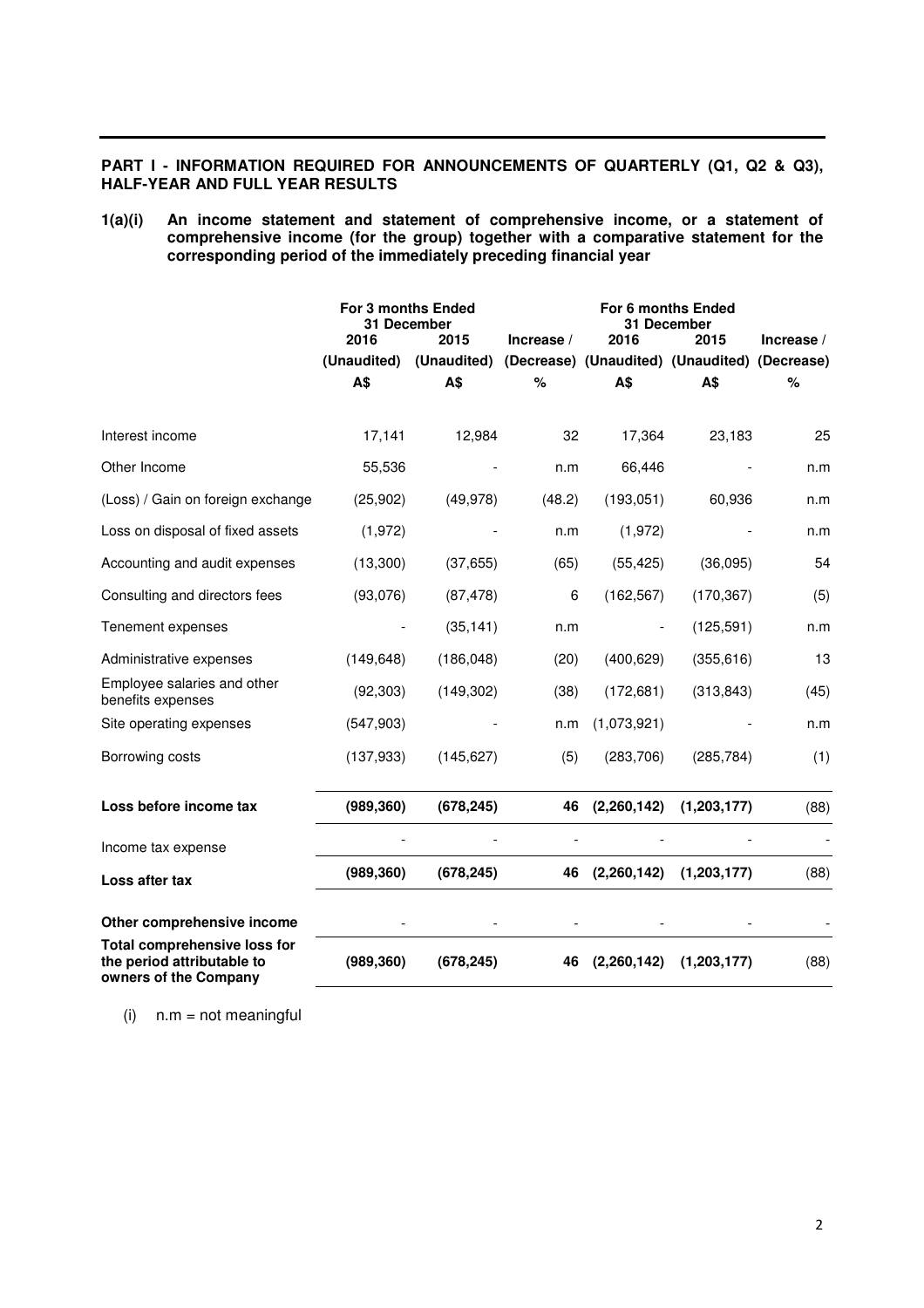**PART I - INFORMATION REQUIRED FOR ANNOUNCEMENTS OF QUARTERLY (Q1, Q2 & Q3), HALF-YEAR AND FULL YEAR RESULTS**

**1(a)(i) An income statement and statement of comprehensive income, or a statement of comprehensive income (for the group) together with a comparative statement for the corresponding period of the immediately preceding financial year**

| | For 3 months Ended 31 December | | | For 6 months Ended 31 December | | |
|---|---|---|---|---|---|---|
| | 2016 | 2015 | Increase / | 2016 | 2015 | Increase / |
| | (Unaudited) | (Unaudited) | (Decrease) | (Unaudited) | (Unaudited) | (Decrease) |
| | A$ | A$ | % | A$ | A$ | % |
| Interest income | 17,141 | 12,984 | 32 | 17,364 | 23,183 | 25 |
| Other Income | 55,536 | - | n.m | 66,446 | - | n.m |
| (Loss) / Gain on foreign exchange | (25,902) | (49,978) | (48.2) | (193,051) | 60,936 | n.m |
| Loss on disposal of fixed assets | (1,972) | - | n.m | (1,972) | - | n.m |
| Accounting and audit expenses | (13,300) | (37,655) | (65) | (55,425) | (36,095) | 54 |
| Consulting and directors fees | (93,076) | (87,478) | 6 | (162,567) | (170,367) | (5) |
| Tenement expenses | - | (35,141) | n.m | - | (125,591) | n.m |
| Administrative expenses | (149,648) | (186,048) | (20) | (400,629) | (355,616) | 13 |
| Employee salaries and other benefits expenses | (92,303) | (149,302) | (38) | (172,681) | (313,843) | (45) |
| Site operating expenses | (547,903) | - | n.m | (1,073,921) | - | n.m |
| Borrowing costs | (137,933) | (145,627) | (5) | (283,706) | (285,784) | (1) |
| **Loss before income tax** | **(989,360)** | **(678,245)** | **46** | **(2,260,142)** | **(1,203,177)** | (88) |
| Income tax expense | - | - | - | - | - | - |
| **Loss after tax** | **(989,360)** | **(678,245)** | **46** | **(2,260,142)** | **(1,203,177)** | (88) |
| **Other comprehensive income** | - | - | - | - | - | - |
| **Total comprehensive loss for the period attributable to owners of the Company** | **(989,360)** | **(678,245)** | **46** | **(2,260,142)** | **(1,203,177)** | (88) |

(i) n.m = not meaningful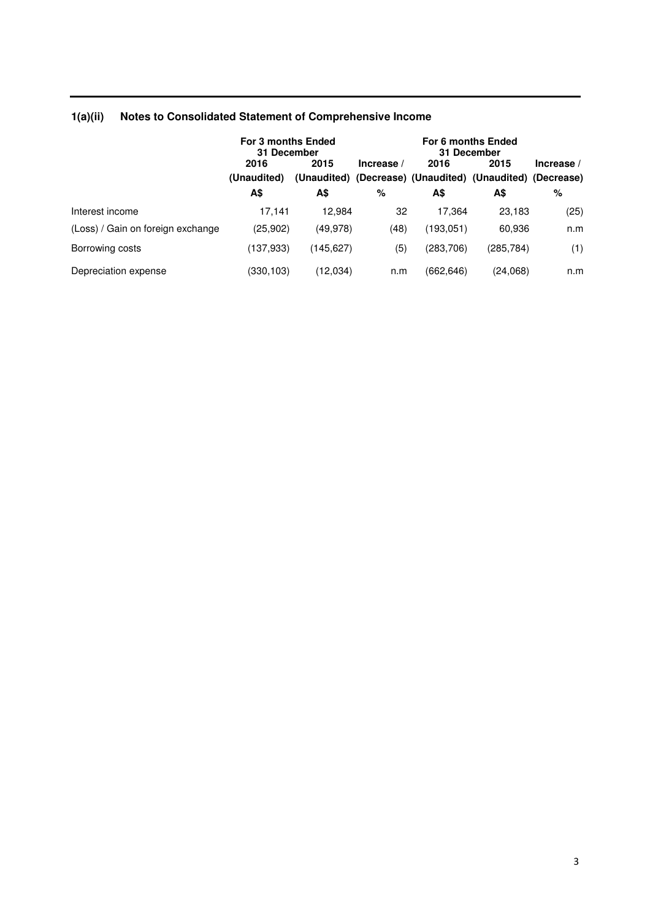## 1(a)(ii) Notes to Consolidated Statement of Comprehensive Income

| | For 3 months Ended 31 December | | | For 6 months Ended 31 December | | |
|---|---|---|---|---|---|---|
| | 2016 | 2015 | Increase / | 2016 | 2015 | Increase / |
| | (Unaudited) | (Unaudited) | (Decrease) | (Unaudited) | (Unaudited) | (Decrease) |
| | A$ | A$ | % | A$ | A$ | % |
| Interest income | 17,141 | 12,984 | 32 | 17,364 | 23,183 | (25) |
| (Loss) / Gain on foreign exchange | (25,902) | (49,978) | (48) | (193,051) | 60,936 | n.m |
| Borrowing costs | (137,933) | (145,627) | (5) | (283,706) | (285,784) | (1) |
| Depreciation expense | (330,103) | (12,034) | n.m | (662,646) | (24,068) | n.m |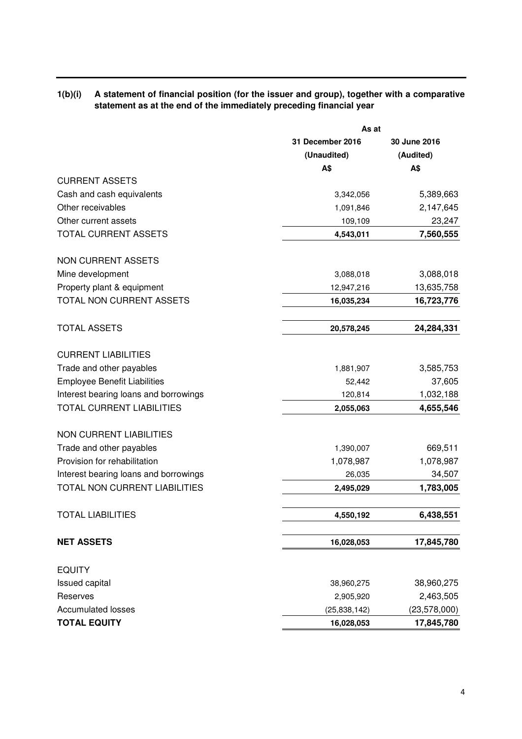**1(b)(i) A statement of financial position (for the issuer and group), together with a comparative statement as at the end of the immediately preceding financial year**

| | As at | |
|---|---|---|
| | 31 December 2016 | 30 June 2016 |
| | (Unaudited) | (Audited) |
| | A$ | A$ |
| CURRENT ASSETS | | |
| Cash and cash equivalents | 3,342,056 | 5,389,663 |
| Other receivables | 1,091,846 | 2,147,645 |
| Other current assets | 109,109 | 23,247 |
| TOTAL CURRENT ASSETS | **4,543,011** | **7,560,555** |
| | | |
| NON CURRENT ASSETS | | |
| Mine development | 3,088,018 | 3,088,018 |
| Property plant & equipment | 12,947,216 | 13,635,758 |
| TOTAL NON CURRENT ASSETS | **16,035,234** | **16,723,776** |
| | | |
| TOTAL ASSETS | **20,578,245** | **24,284,331** |
| | | |
| CURRENT LIABILITIES | | |
| Trade and other payables | 1,881,907 | 3,585,753 |
| Employee Benefit Liabilities | 52,442 | 37,605 |
| Interest bearing loans and borrowings | 120,814 | 1,032,188 |
| TOTAL CURRENT LIABILITIES | **2,055,063** | **4,655,546** |
| | | |
| NON CURRENT LIABILITIES | | |
| Trade and other payables | 1,390,007 | 669,511 |
| Provision for rehabilitation | 1,078,987 | 1,078,987 |
| Interest bearing loans and borrowings | 26,035 | 34,507 |
| TOTAL NON CURRENT LIABILITIES | **2,495,029** | **1,783,005** |
| | | |
| TOTAL LIABILITIES | **4,550,192** | **6,438,551** |
| | | |
| **NET ASSETS** | **16,028,053** | **17,845,780** |
| | | |
| EQUITY | | |
| Issued capital | 38,960,275 | 38,960,275 |
| Reserves | 2,905,920 | 2,463,505 |
| Accumulated losses | (25,838,142) | (23,578,000) |
| **TOTAL EQUITY** | **16,028,053** | **17,845,780** |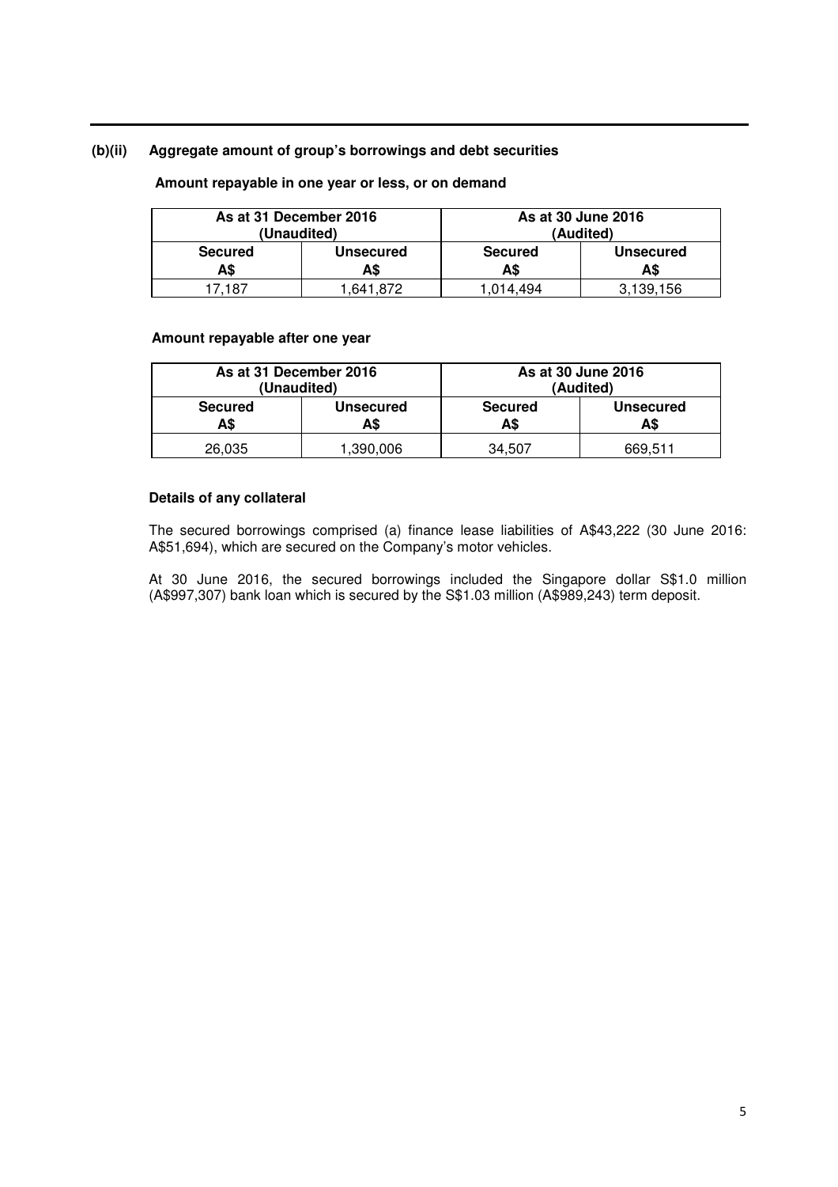### (b)(ii) Aggregate amount of group's borrowings and debt securities

**Amount repayable in one year or less, or on demand**

| As at 31 December 2016 (Unaudited) | | As at 30 June 2016 (Audited) | |
|---|---|---|---|
| **Secured A$** | **Unsecured A$** | **Secured A$** | **Unsecured A$** |
| 17,187 | 1,641,872 | 1,014,494 | 3,139,156 |

**Amount repayable after one year**

| As at 31 December 2016 (Unaudited) | | As at 30 June 2016 (Audited) | |
|---|---|---|---|
| **Secured A$** | **Unsecured A$** | **Secured A$** | **Unsecured A$** |
| 26,035 | 1,390,006 | 34,507 | 669,511 |

**Details of any collateral**

The secured borrowings comprised (a) finance lease liabilities of A$43,222 (30 June 2016: A$51,694), which are secured on the Company's motor vehicles.

At 30 June 2016, the secured borrowings included the Singapore dollar S$1.0 million (A$997,307) bank loan which is secured by the S$1.03 million (A$989,243) term deposit.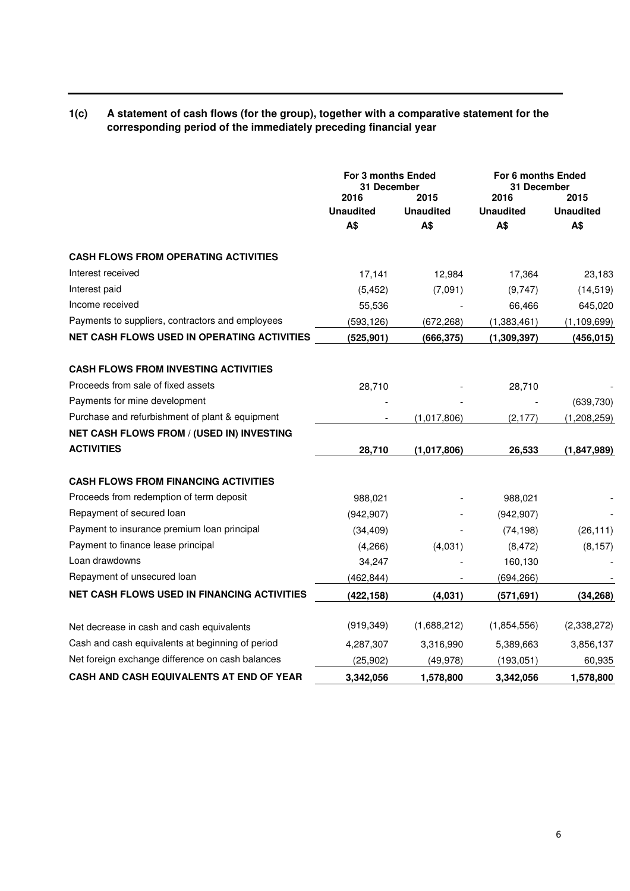## 1(c) A statement of cash flows (for the group), together with a comparative statement for the corresponding period of the immediately preceding financial year

| | For 3 months Ended 31 December | | For 6 months Ended 31 December | |
|---|---|---|---|---|
| | 2016 | 2015 | 2016 | 2015 |
| | Unaudited | Unaudited | Unaudited | Unaudited |
| | A$ | A$ | A$ | A$ |
| **CASH FLOWS FROM OPERATING ACTIVITIES** | | | | |
| Interest received | 17,141 | 12,984 | 17,364 | 23,183 |
| Interest paid | (5,452) | (7,091) | (9,747) | (14,519) |
| Income received | 55,536 | - | 66,466 | 645,020 |
| Payments to suppliers, contractors and employees | (593,126) | (672,268) | (1,383,461) | (1,109,699) |
| **NET CASH FLOWS USED IN OPERATING ACTIVITIES** | **(525,901)** | **(666,375)** | **(1,309,397)** | **(456,015)** |
| **CASH FLOWS FROM INVESTING ACTIVITIES** | | | | |
| Proceeds from sale of fixed assets | 28,710 | - | 28,710 | - |
| Payments for mine development | - | - | - | (639,730) |
| Purchase and refurbishment of plant & equipment | - | (1,017,806) | (2,177) | (1,208,259) |
| **NET CASH FLOWS FROM / (USED IN) INVESTING ACTIVITIES** | **28,710** | **(1,017,806)** | **26,533** | **(1,847,989)** |
| **CASH FLOWS FROM FINANCING ACTIVITIES** | | | | |
| Proceeds from redemption of term deposit | 988,021 | - | 988,021 | - |
| Repayment of secured loan | (942,907) | - | (942,907) | - |
| Payment to insurance premium loan principal | (34,409) | - | (74,198) | (26,111) |
| Payment to finance lease principal | (4,266) | (4,031) | (8,472) | (8,157) |
| Loan drawdowns | 34,247 | - | 160,130 | - |
| Repayment of unsecured loan | (462,844) | - | (694,266) | - |
| **NET CASH FLOWS USED IN FINANCING ACTIVITIES** | **(422,158)** | **(4,031)** | **(571,691)** | **(34,268)** |
| Net decrease in cash and cash equivalents | (919,349) | (1,688,212) | (1,854,556) | (2,338,272) |
| Cash and cash equivalents at beginning of period | 4,287,307 | 3,316,990 | 5,389,663 | 3,856,137 |
| Net foreign exchange difference on cash balances | (25,902) | (49,978) | (193,051) | 60,935 |
| **CASH AND CASH EQUIVALENTS AT END OF YEAR** | **3,342,056** | **1,578,800** | **3,342,056** | **1,578,800** |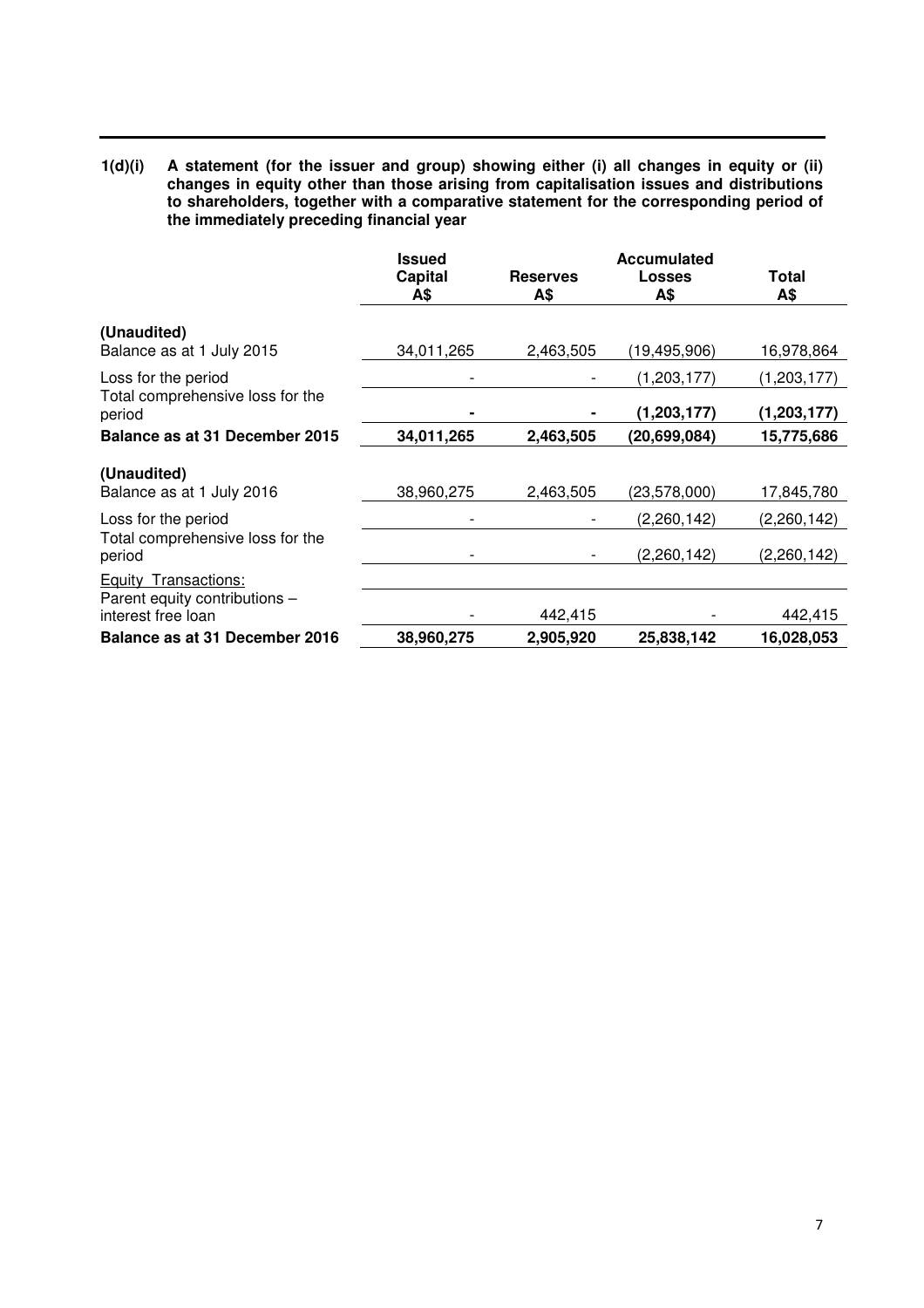**1(d)(i) A statement (for the issuer and group) showing either (i) all changes in equity or (ii) changes in equity other than those arising from capitalisation issues and distributions to shareholders, together with a comparative statement for the corresponding period of the immediately preceding financial year**

| | Issued Capital A$ | Reserves A$ | Accumulated Losses A$ | Total A$ |
|---|---|---|---|---|
| **(Unaudited)** | | | | |
| Balance as at 1 July 2015 | 34,011,265 | 2,463,505 | (19,495,906) | 16,978,864 |
| Loss for the period | - | - | (1,203,177) | (1,203,177) |
| Total comprehensive loss for the period | **-** | **-** | **(1,203,177)** | **(1,203,177)** |
| **Balance as at 31 December 2015** | **34,011,265** | **2,463,505** | **(20,699,084)** | **15,775,686** |
| **(Unaudited)** | | | | |
| Balance as at 1 July 2016 | 38,960,275 | 2,463,505 | (23,578,000) | 17,845,780 |
| Loss for the period | - | - | (2,260,142) | (2,260,142) |
| Total comprehensive loss for the period | - | - | (2,260,142) | (2,260,142) |
| Equity Transactions: | | | | |
| Parent equity contributions – interest free loan | - | 442,415 | - | 442,415 |
| **Balance as at 31 December 2016** | **38,960,275** | **2,905,920** | **25,838,142** | **16,028,053** |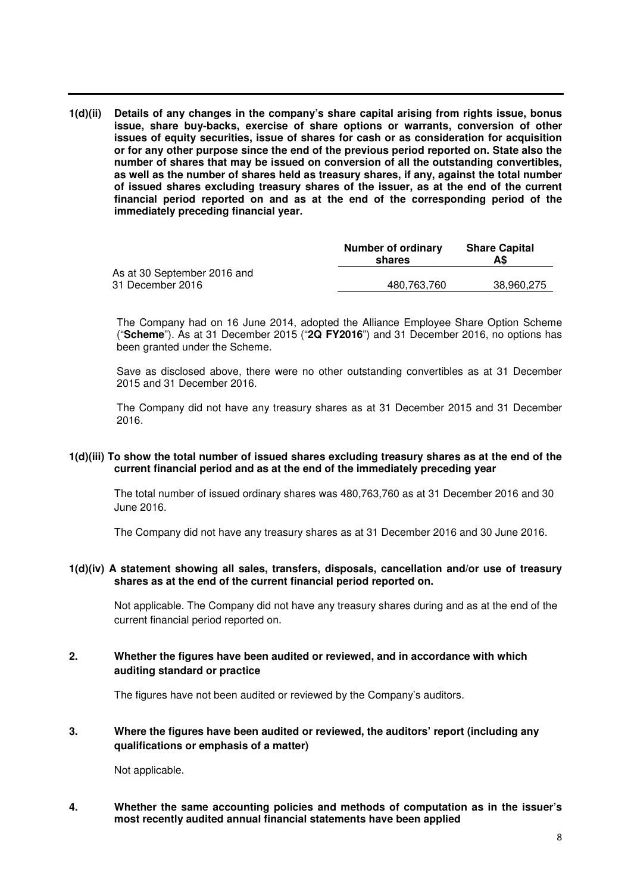**1(d)(ii) Details of any changes in the company's share capital arising from rights issue, bonus issue, share buy-backs, exercise of share options or warrants, conversion of other issues of equity securities, issue of shares for cash or as consideration for acquisition or for any other purpose since the end of the previous period reported on. State also the number of shares that may be issued on conversion of all the outstanding convertibles, as well as the number of shares held as treasury shares, if any, against the total number of issued shares excluding treasury shares of the issuer, as at the end of the current financial period reported on and as at the end of the corresponding period of the immediately preceding financial year.**

| | Number of ordinary shares | Share Capital A$ |
|---|---|---|
| As at 30 September 2016 and 31 December 2016 | 480,763,760 | 38,960,275 |

The Company had on 16 June 2014, adopted the Alliance Employee Share Option Scheme ("**Scheme**"). As at 31 December 2015 ("**2Q FY2016**") and 31 December 2016, no options has been granted under the Scheme.

Save as disclosed above, there were no other outstanding convertibles as at 31 December 2015 and 31 December 2016.

The Company did not have any treasury shares as at 31 December 2015 and 31 December 2016.

**1(d)(iii) To show the total number of issued shares excluding treasury shares as at the end of the current financial period and as at the end of the immediately preceding year**

The total number of issued ordinary shares was 480,763,760 as at 31 December 2016 and 30 June 2016.

The Company did not have any treasury shares as at 31 December 2016 and 30 June 2016.

**1(d)(iv) A statement showing all sales, transfers, disposals, cancellation and/or use of treasury shares as at the end of the current financial period reported on.**

Not applicable. The Company did not have any treasury shares during and as at the end of the current financial period reported on.

**2. Whether the figures have been audited or reviewed, and in accordance with which auditing standard or practice**

The figures have not been audited or reviewed by the Company's auditors.

**3. Where the figures have been audited or reviewed, the auditors' report (including any qualifications or emphasis of a matter)**

Not applicable.

**4. Whether the same accounting policies and methods of computation as in the issuer's most recently audited annual financial statements have been applied**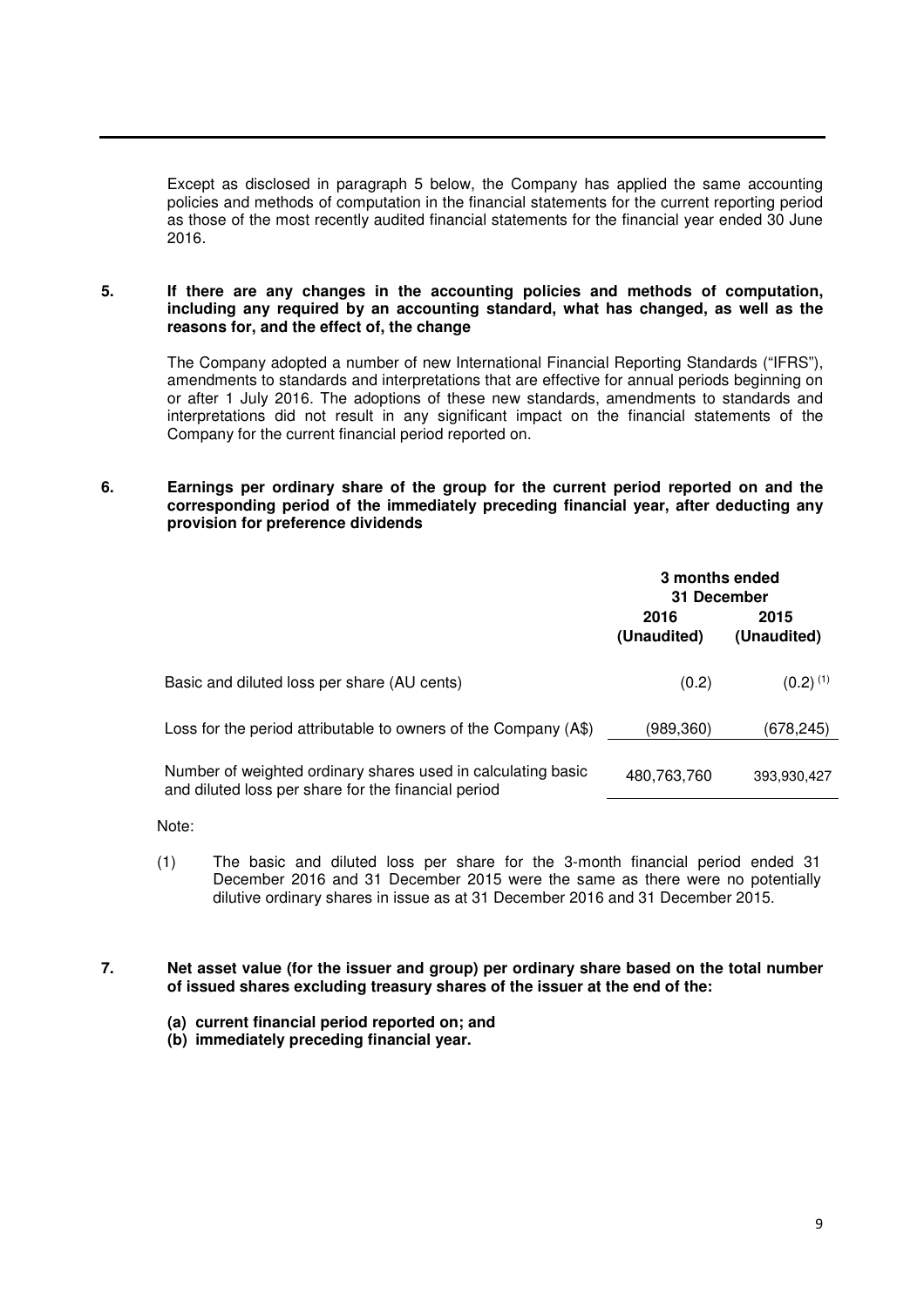Except as disclosed in paragraph 5 below, the Company has applied the same accounting policies and methods of computation in the financial statements for the current reporting period as those of the most recently audited financial statements for the financial year ended 30 June 2016.

**5. If there are any changes in the accounting policies and methods of computation, including any required by an accounting standard, what has changed, as well as the reasons for, and the effect of, the change**

The Company adopted a number of new International Financial Reporting Standards ("IFRS"), amendments to standards and interpretations that are effective for annual periods beginning on or after 1 July 2016. The adoptions of these new standards, amendments to standards and interpretations did not result in any significant impact on the financial statements of the Company for the current financial period reported on.

**6. Earnings per ordinary share of the group for the current period reported on and the corresponding period of the immediately preceding financial year, after deducting any provision for preference dividends**

| | 3 months ended 31 December | |
|---|---|---|
| | **2016 (Unaudited)** | **2015 (Unaudited)** |
| Basic and diluted loss per share (AU cents) | (0.2) | (0.2) [(1)] |
| Loss for the period attributable to owners of the Company (A$) | (989,360) | (678,245) |
| Number of weighted ordinary shares used in calculating basic and diluted loss per share for the financial period | 480,763,760 | 393,930,427 |

Note:

(1) The basic and diluted loss per share for the 3-month financial period ended 31 December 2016 and 31 December 2015 were the same as there were no potentially dilutive ordinary shares in issue as at 31 December 2016 and 31 December 2015.

**7. Net asset value (for the issuer and group) per ordinary share based on the total number of issued shares excluding treasury shares of the issuer at the end of the:**

**(a) current financial period reported on; and**
**(b) immediately preceding financial year.**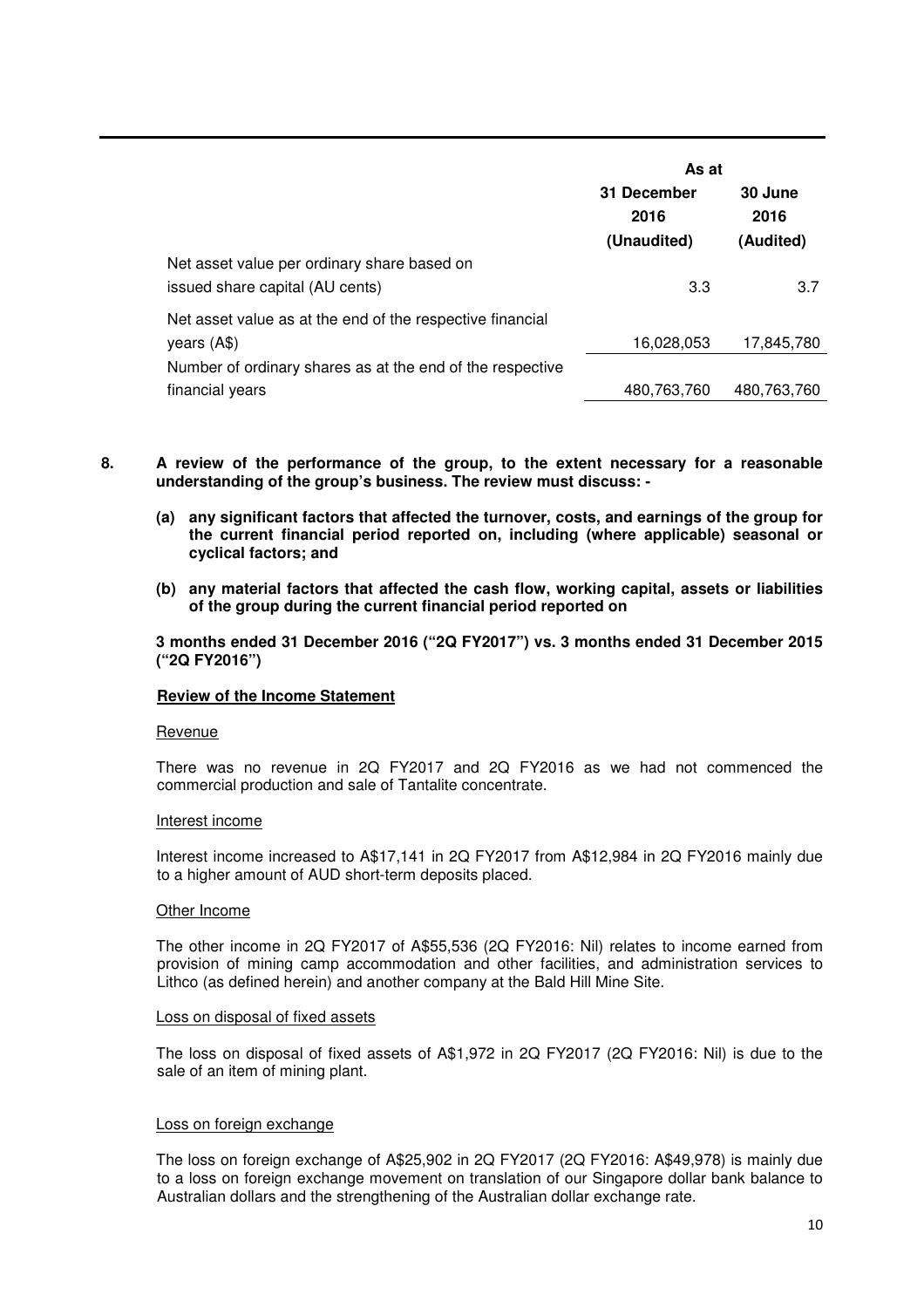| | As at | |
|---|---|---|
| | **31 December 2016 (Unaudited)** | **30 June 2016 (Audited)** |
| Net asset value per ordinary share based on issued share capital (AU cents) | 3.3 | 3.7 |
| Net asset value as at the end of the respective financial years (A$) | 16,028,053 | 17,845,780 |
| Number of ordinary shares as at the end of the respective financial years | 480,763,760 | 480,763,760 |

**8. A review of the performance of the group, to the extent necessary for a reasonable understanding of the group's business. The review must discuss: -**

**(a) any significant factors that affected the turnover, costs, and earnings of the group for the current financial period reported on, including (where applicable) seasonal or cyclical factors; and**

**(b) any material factors that affected the cash flow, working capital, assets or liabilities of the group during the current financial period reported on**

**3 months ended 31 December 2016 ("2Q FY2017") vs. 3 months ended 31 December 2015 ("2Q FY2016")**

**Review of the Income Statement**

Revenue

There was no revenue in 2Q FY2017 and 2Q FY2016 as we had not commenced the commercial production and sale of Tantalite concentrate.

Interest income

Interest income increased to A$17,141 in 2Q FY2017 from A$12,984 in 2Q FY2016 mainly due to a higher amount of AUD short-term deposits placed.

Other Income

The other income in 2Q FY2017 of A$55,536 (2Q FY2016: Nil) relates to income earned from provision of mining camp accommodation and other facilities, and administration services to Lithco (as defined herein) and another company at the Bald Hill Mine Site.

Loss on disposal of fixed assets

The loss on disposal of fixed assets of A$1,972 in 2Q FY2017 (2Q FY2016: Nil) is due to the sale of an item of mining plant.

Loss on foreign exchange

The loss on foreign exchange of A$25,902 in 2Q FY2017 (2Q FY2016: A$49,978) is mainly due to a loss on foreign exchange movement on translation of our Singapore dollar bank balance to Australian dollars and the strengthening of the Australian dollar exchange rate.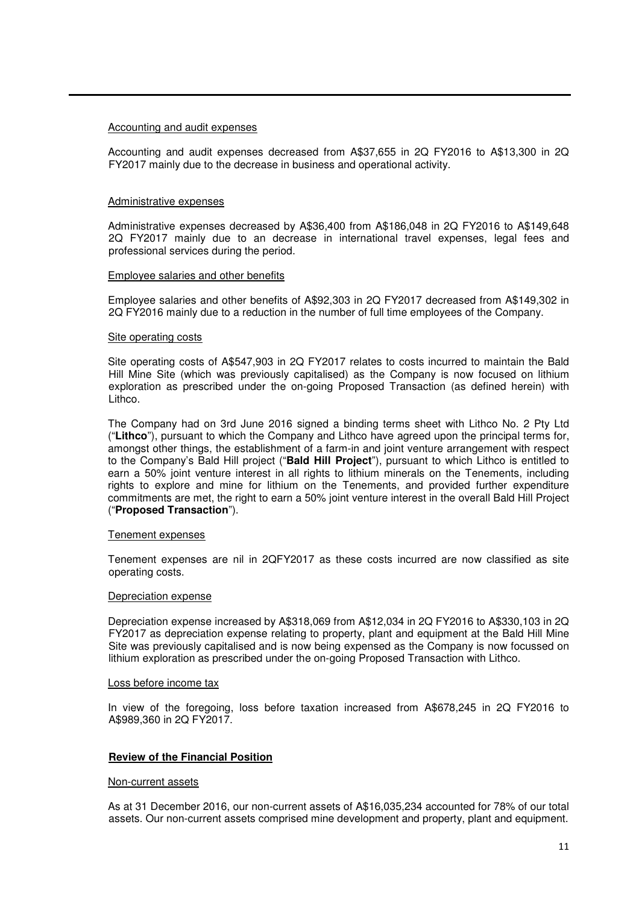Accounting and audit expenses

Accounting and audit expenses decreased from A$37,655 in 2Q FY2016 to A$13,300 in 2Q FY2017 mainly due to the decrease in business and operational activity.

Administrative expenses

Administrative expenses decreased by A$36,400 from A$186,048 in 2Q FY2016 to A$149,648 2Q FY2017 mainly due to an decrease in international travel expenses, legal fees and professional services during the period.

Employee salaries and other benefits

Employee salaries and other benefits of A$92,303 in 2Q FY2017 decreased from A$149,302 in 2Q FY2016 mainly due to a reduction in the number of full time employees of the Company.

Site operating costs

Site operating costs of A$547,903 in 2Q FY2017 relates to costs incurred to maintain the Bald Hill Mine Site (which was previously capitalised) as the Company is now focused on lithium exploration as prescribed under the on-going Proposed Transaction (as defined herein) with Lithco.

The Company had on 3rd June 2016 signed a binding terms sheet with Lithco No. 2 Pty Ltd ("**Lithco**"), pursuant to which the Company and Lithco have agreed upon the principal terms for, amongst other things, the establishment of a farm-in and joint venture arrangement with respect to the Company's Bald Hill project ("**Bald Hill Project**"), pursuant to which Lithco is entitled to earn a 50% joint venture interest in all rights to lithium minerals on the Tenements, including rights to explore and mine for lithium on the Tenements, and provided further expenditure commitments are met, the right to earn a 50% joint venture interest in the overall Bald Hill Project ("**Proposed Transaction**").

Tenement expenses

Tenement expenses are nil in 2QFY2017 as these costs incurred are now classified as site operating costs.

Depreciation expense

Depreciation expense increased by A$318,069 from A$12,034 in 2Q FY2016 to A$330,103 in 2Q FY2017 as depreciation expense relating to property, plant and equipment at the Bald Hill Mine Site was previously capitalised and is now being expensed as the Company is now focussed on lithium exploration as prescribed under the on-going Proposed Transaction with Lithco.

Loss before income tax

In view of the foregoing, loss before taxation increased from A$678,245 in 2Q FY2016 to A$989,360 in 2Q FY2017.

**Review of the Financial Position**

Non-current assets

As at 31 December 2016, our non-current assets of A$16,035,234 accounted for 78% of our total assets. Our non-current assets comprised mine development and property, plant and equipment.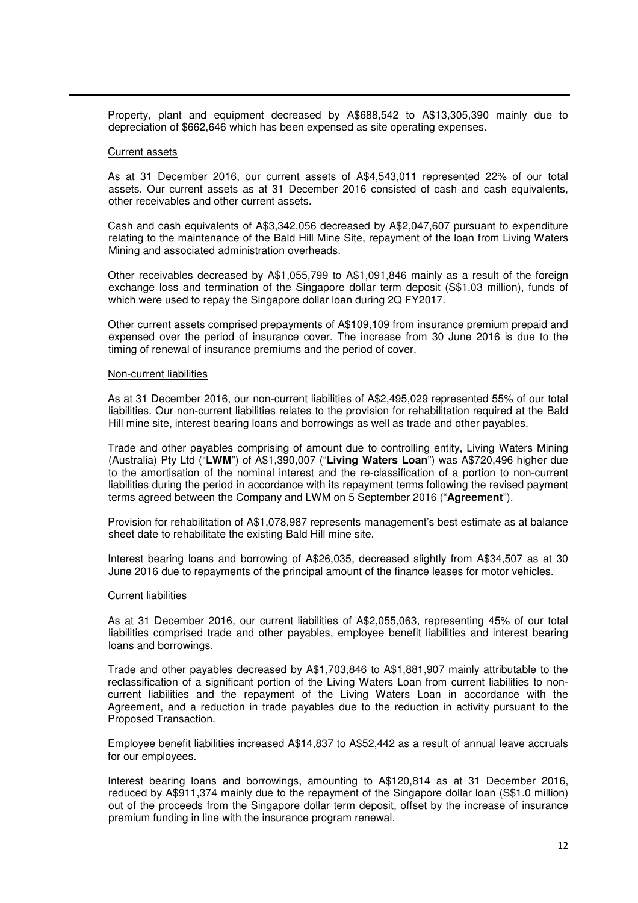Property, plant and equipment decreased by A$688,542 to A$13,305,390 mainly due to depreciation of $662,646 which has been expensed as site operating expenses.

<u>Current assets</u>

As at 31 December 2016, our current assets of A$4,543,011 represented 22% of our total assets. Our current assets as at 31 December 2016 consisted of cash and cash equivalents, other receivables and other current assets.

Cash and cash equivalents of A$3,342,056 decreased by A$2,047,607 pursuant to expenditure relating to the maintenance of the Bald Hill Mine Site, repayment of the loan from Living Waters Mining and associated administration overheads.

Other receivables decreased by A$1,055,799 to A$1,091,846 mainly as a result of the foreign exchange loss and termination of the Singapore dollar term deposit (S$1.03 million), funds of which were used to repay the Singapore dollar loan during 2Q FY2017.

Other current assets comprised prepayments of A$109,109 from insurance premium prepaid and expensed over the period of insurance cover. The increase from 30 June 2016 is due to the timing of renewal of insurance premiums and the period of cover.

<u>Non-current liabilities</u>

As at 31 December 2016, our non-current liabilities of A$2,495,029 represented 55% of our total liabilities. Our non-current liabilities relates to the provision for rehabilitation required at the Bald Hill mine site, interest bearing loans and borrowings as well as trade and other payables.

Trade and other payables comprising of amount due to controlling entity, Living Waters Mining (Australia) Pty Ltd ("**LWM**") of A$1,390,007 ("**Living Waters Loan**") was A$720,496 higher due to the amortisation of the nominal interest and the re-classification of a portion to non-current liabilities during the period in accordance with its repayment terms following the revised payment terms agreed between the Company and LWM on 5 September 2016 ("**Agreement**").

Provision for rehabilitation of A$1,078,987 represents management's best estimate as at balance sheet date to rehabilitate the existing Bald Hill mine site.

Interest bearing loans and borrowing of A$26,035, decreased slightly from A$34,507 as at 30 June 2016 due to repayments of the principal amount of the finance leases for motor vehicles.

<u>Current liabilities</u>

As at 31 December 2016, our current liabilities of A$2,055,063, representing 45% of our total liabilities comprised trade and other payables, employee benefit liabilities and interest bearing loans and borrowings.

Trade and other payables decreased by A$1,703,846 to A$1,881,907 mainly attributable to the reclassification of a significant portion of the Living Waters Loan from current liabilities to non-current liabilities and the repayment of the Living Waters Loan in accordance with the Agreement, and a reduction in trade payables due to the reduction in activity pursuant to the Proposed Transaction.

Employee benefit liabilities increased A$14,837 to A$52,442 as a result of annual leave accruals for our employees.

Interest bearing loans and borrowings, amounting to A$120,814 as at 31 December 2016, reduced by A$911,374 mainly due to the repayment of the Singapore dollar loan (S$1.0 million) out of the proceeds from the Singapore dollar term deposit, offset by the increase of insurance premium funding in line with the insurance program renewal.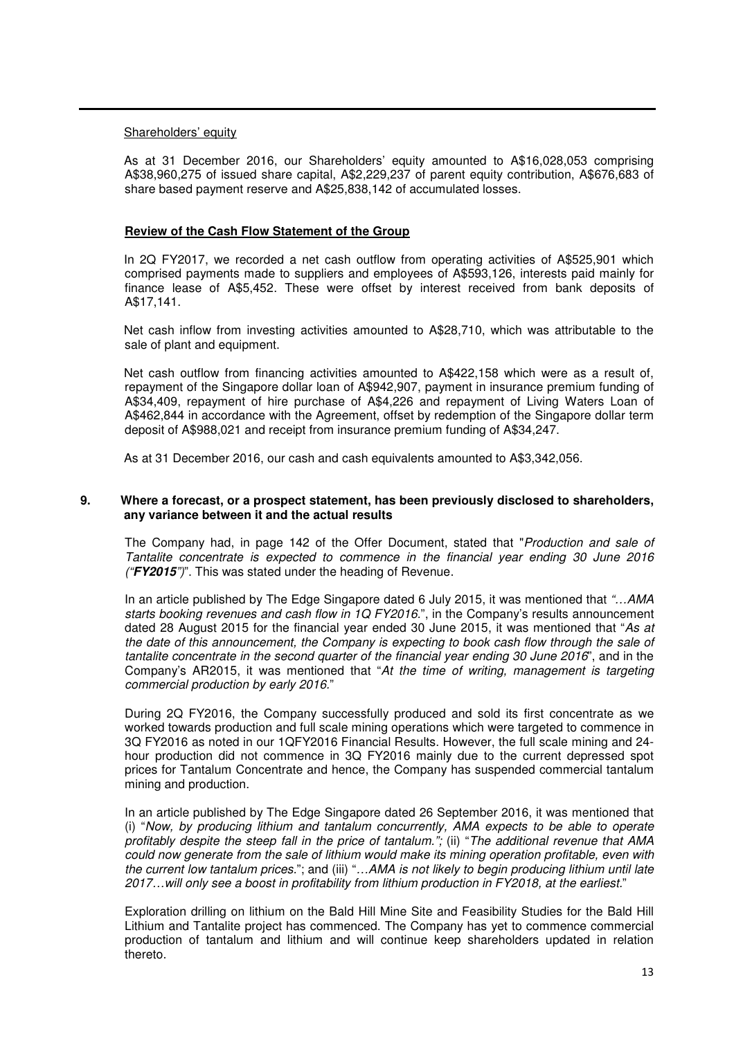Shareholders' equity

As at 31 December 2016, our Shareholders' equity amounted to A$16,028,053 comprising A$38,960,275 of issued share capital, A$2,229,237 of parent equity contribution, A$676,683 of share based payment reserve and A$25,838,142 of accumulated losses.

**Review of the Cash Flow Statement of the Group**

In 2Q FY2017, we recorded a net cash outflow from operating activities of A$525,901 which comprised payments made to suppliers and employees of A$593,126, interests paid mainly for finance lease of A$5,452. These were offset by interest received from bank deposits of A$17,141.

Net cash inflow from investing activities amounted to A$28,710, which was attributable to the sale of plant and equipment.

Net cash outflow from financing activities amounted to A$422,158 which were as a result of, repayment of the Singapore dollar loan of A$942,907, payment in insurance premium funding of A$34,409, repayment of hire purchase of A$4,226 and repayment of Living Waters Loan of A$462,844 in accordance with the Agreement, offset by redemption of the Singapore dollar term deposit of A$988,021 and receipt from insurance premium funding of A$34,247.

As at 31 December 2016, our cash and cash equivalents amounted to A$3,342,056.

**9. Where a forecast, or a prospect statement, has been previously disclosed to shareholders, any variance between it and the actual results**

The Company had, in page 142 of the Offer Document, stated that "*Production and sale of Tantalite concentrate is expected to commence in the financial year ending 30 June 2016 ("**FY2015**")*". This was stated under the heading of Revenue.

In an article published by The Edge Singapore dated 6 July 2015, it was mentioned that *"…AMA starts booking revenues and cash flow in 1Q FY2016.*", in the Company's results announcement dated 28 August 2015 for the financial year ended 30 June 2015, it was mentioned that "*As at the date of this announcement, the Company is expecting to book cash flow through the sale of tantalite concentrate in the second quarter of the financial year ending 30 June 2016*", and in the Company's AR2015, it was mentioned that "*At the time of writing, management is targeting commercial production by early 2016.*"

During 2Q FY2016, the Company successfully produced and sold its first concentrate as we worked towards production and full scale mining operations which were targeted to commence in 3Q FY2016 as noted in our 1QFY2016 Financial Results. However, the full scale mining and 24-hour production did not commence in 3Q FY2016 mainly due to the current depressed spot prices for Tantalum Concentrate and hence, the Company has suspended commercial tantalum mining and production.

In an article published by The Edge Singapore dated 26 September 2016, it was mentioned that (i) "*Now, by producing lithium and tantalum concurrently, AMA expects to be able to operate profitably despite the steep fall in the price of tantalum.";* (ii) "*The additional revenue that AMA could now generate from the sale of lithium would make its mining operation profitable, even with the current low tantalum prices.*"; and (iii) "*…AMA is not likely to begin producing lithium until late 2017…will only see a boost in profitability from lithium production in FY2018, at the earliest.*"

Exploration drilling on lithium on the Bald Hill Mine Site and Feasibility Studies for the Bald Hill Lithium and Tantalite project has commenced. The Company has yet to commence commercial production of tantalum and lithium and will continue keep shareholders updated in relation thereto.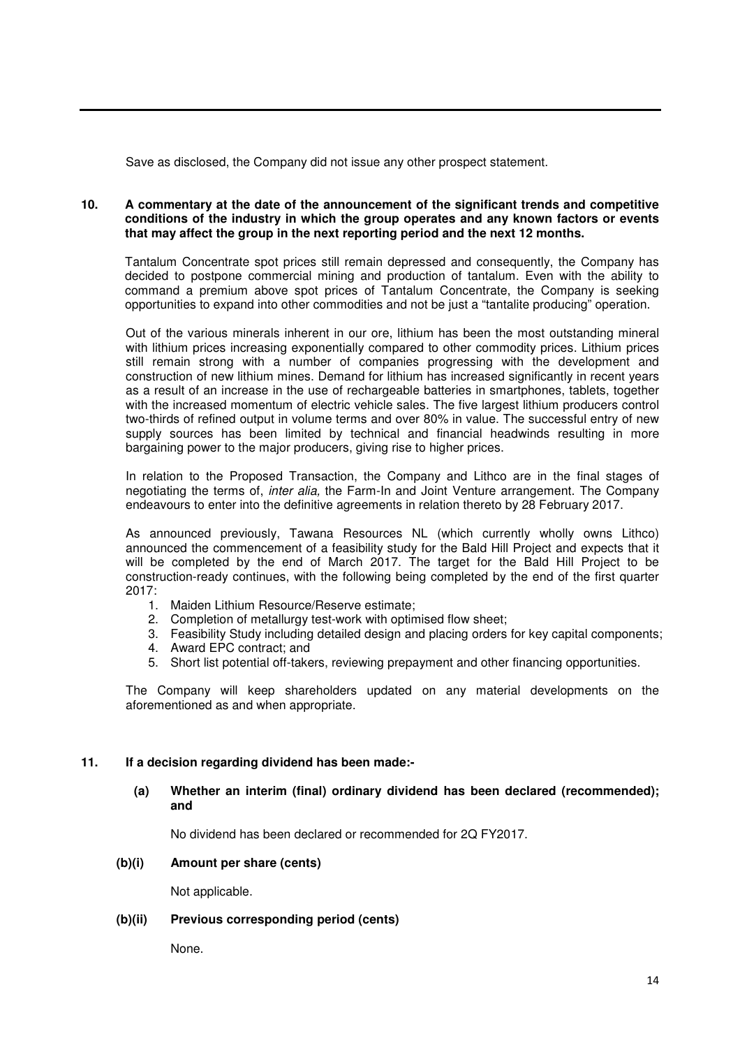Save as disclosed, the Company did not issue any other prospect statement.

**10. A commentary at the date of the announcement of the significant trends and competitive conditions of the industry in which the group operates and any known factors or events that may affect the group in the next reporting period and the next 12 months.**

Tantalum Concentrate spot prices still remain depressed and consequently, the Company has decided to postpone commercial mining and production of tantalum. Even with the ability to command a premium above spot prices of Tantalum Concentrate, the Company is seeking opportunities to expand into other commodities and not be just a "tantalite producing" operation.

Out of the various minerals inherent in our ore, lithium has been the most outstanding mineral with lithium prices increasing exponentially compared to other commodity prices. Lithium prices still remain strong with a number of companies progressing with the development and construction of new lithium mines. Demand for lithium has increased significantly in recent years as a result of an increase in the use of rechargeable batteries in smartphones, tablets, together with the increased momentum of electric vehicle sales. The five largest lithium producers control two-thirds of refined output in volume terms and over 80% in value. The successful entry of new supply sources has been limited by technical and financial headwinds resulting in more bargaining power to the major producers, giving rise to higher prices.

In relation to the Proposed Transaction, the Company and Lithco are in the final stages of negotiating the terms of, *inter alia,* the Farm-In and Joint Venture arrangement. The Company endeavours to enter into the definitive agreements in relation thereto by 28 February 2017.

As announced previously, Tawana Resources NL (which currently wholly owns Lithco) announced the commencement of a feasibility study for the Bald Hill Project and expects that it will be completed by the end of March 2017. The target for the Bald Hill Project to be construction-ready continues, with the following being completed by the end of the first quarter 2017:

1. Maiden Lithium Resource/Reserve estimate;
2. Completion of metallurgy test-work with optimised flow sheet;
3. Feasibility Study including detailed design and placing orders for key capital components;
4. Award EPC contract; and
5. Short list potential off-takers, reviewing prepayment and other financing opportunities.

The Company will keep shareholders updated on any material developments on the aforementioned as and when appropriate.

**11. If a decision regarding dividend has been made:-**

**(a) Whether an interim (final) ordinary dividend has been declared (recommended); and**

No dividend has been declared or recommended for 2Q FY2017.

**(b)(i) Amount per share (cents)**

Not applicable.

**(b)(ii) Previous corresponding period (cents)**

None.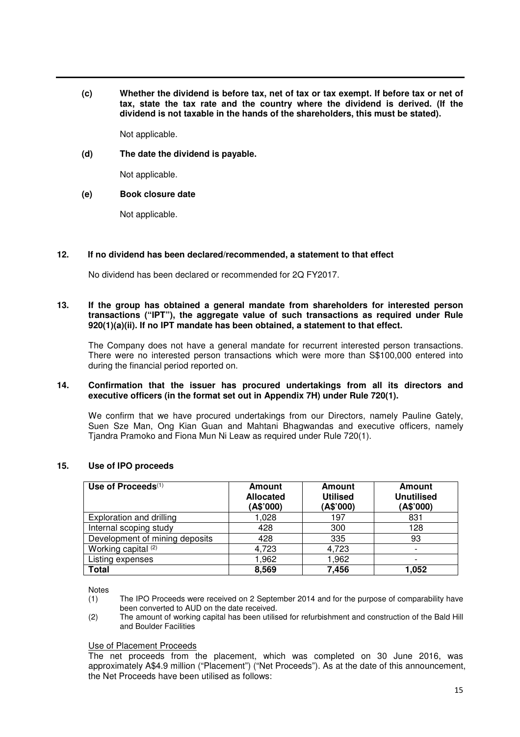**(c) Whether the dividend is before tax, net of tax or tax exempt. If before tax or net of tax, state the tax rate and the country where the dividend is derived. (If the dividend is not taxable in the hands of the shareholders, this must be stated).**

Not applicable.

**(d) The date the dividend is payable.**

Not applicable.

**(e) Book closure date**

Not applicable.

**12. If no dividend has been declared/recommended, a statement to that effect**

No dividend has been declared or recommended for 2Q FY2017.

**13. If the group has obtained a general mandate from shareholders for interested person transactions ("IPT"), the aggregate value of such transactions as required under Rule 920(1)(a)(ii). If no IPT mandate has been obtained, a statement to that effect.**

The Company does not have a general mandate for recurrent interested person transactions. There were no interested person transactions which were more than S$100,000 entered into during the financial period reported on.

**14. Confirmation that the issuer has procured undertakings from all its directors and executive officers (in the format set out in Appendix 7H) under Rule 720(1).**

We confirm that we have procured undertakings from our Directors, namely Pauline Gately, Suen Sze Man, Ong Kian Guan and Mahtani Bhagwandas and executive officers, namely Tjandra Pramoko and Fiona Mun Ni Leaw as required under Rule 720(1).

**15. Use of IPO proceeds**

| Use of Proceeds[(1)] | Amount Allocated (A$'000) | Amount Utilised (A$'000) | Amount Unutilised (A$'000) |
|---|---|---|---|
| Exploration and drilling | 1,028 | 197 | 831 |
| Internal scoping study | 428 | 300 | 128 |
| Development of mining deposits | 428 | 335 | 93 |
| Working capital [(2)] | 4,723 | 4,723 | - |
| Listing expenses | 1,962 | 1,962 | - |
| **Total** | **8,569** | **7,456** | **1,052** |

Notes

(1) The IPO Proceeds were received on 2 September 2014 and for the purpose of comparability have been converted to AUD on the date received.

(2) The amount of working capital has been utilised for refurbishment and construction of the Bald Hill and Boulder Facilities

Use of Placement Proceeds

The net proceeds from the placement, which was completed on 30 June 2016, was approximately A$4.9 million ("Placement") ("Net Proceeds"). As at the date of this announcement, the Net Proceeds have been utilised as follows: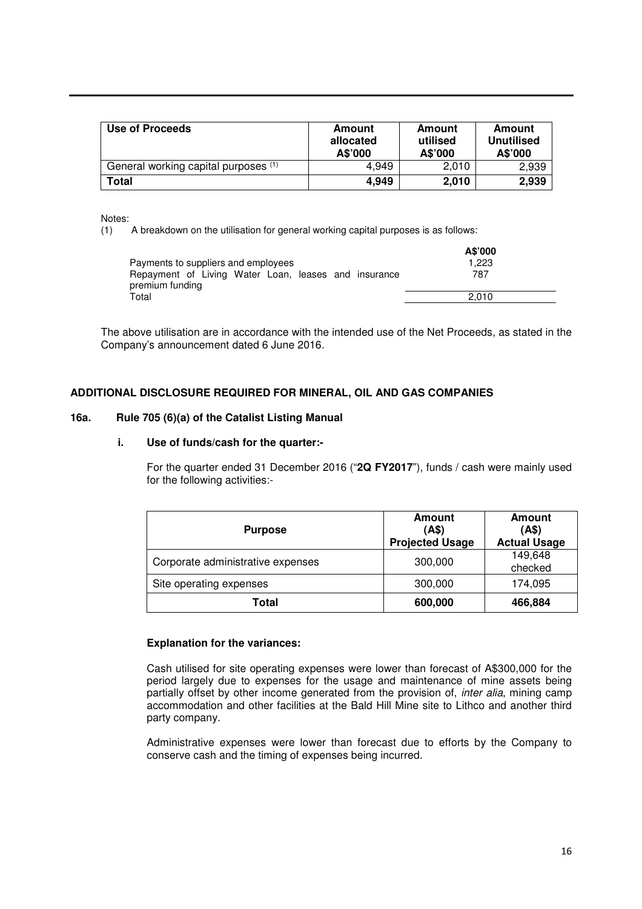| Use of Proceeds | Amount allocated A$'000 | Amount utilised A$'000 | Amount Unutilised A$'000 |
|---|---|---|---|
| General working capital purposes (1) | 4,949 | 2,010 | 2,939 |
| **Total** | **4,949** | **2,010** | **2,939** |

Notes:
(1) A breakdown on the utilisation for general working capital purposes is as follows:

| | A$'000 |
|---|---|
| Payments to suppliers and employees | 1,223 |
| Repayment of Living Water Loan, leases and insurance premium funding | 787 |
| Total | 2,010 |

The above utilisation are in accordance with the intended use of the Net Proceeds, as stated in the Company's announcement dated 6 June 2016.

**ADDITIONAL DISCLOSURE REQUIRED FOR MINERAL, OIL AND GAS COMPANIES**

**16a. Rule 705 (6)(a) of the Catalist Listing Manual**

**i. Use of funds/cash for the quarter:-**

For the quarter ended 31 December 2016 ("**2Q FY2017**"), funds / cash were mainly used for the following activities:-

| Purpose | Amount (A$) Projected Usage | Amount (A$) Actual Usage |
|---|---|---|
| Corporate administrative expenses | 300,000 | 149,648 checked |
| Site operating expenses | 300,000 | 174,095 |
| **Total** | **600,000** | **466,884** |

**Explanation for the variances:**

Cash utilised for site operating expenses were lower than forecast of A$300,000 for the period largely due to expenses for the usage and maintenance of mine assets being partially offset by other income generated from the provision of, *inter alia*, mining camp accommodation and other facilities at the Bald Hill Mine site to Lithco and another third party company.

Administrative expenses were lower than forecast due to efforts by the Company to conserve cash and the timing of expenses being incurred.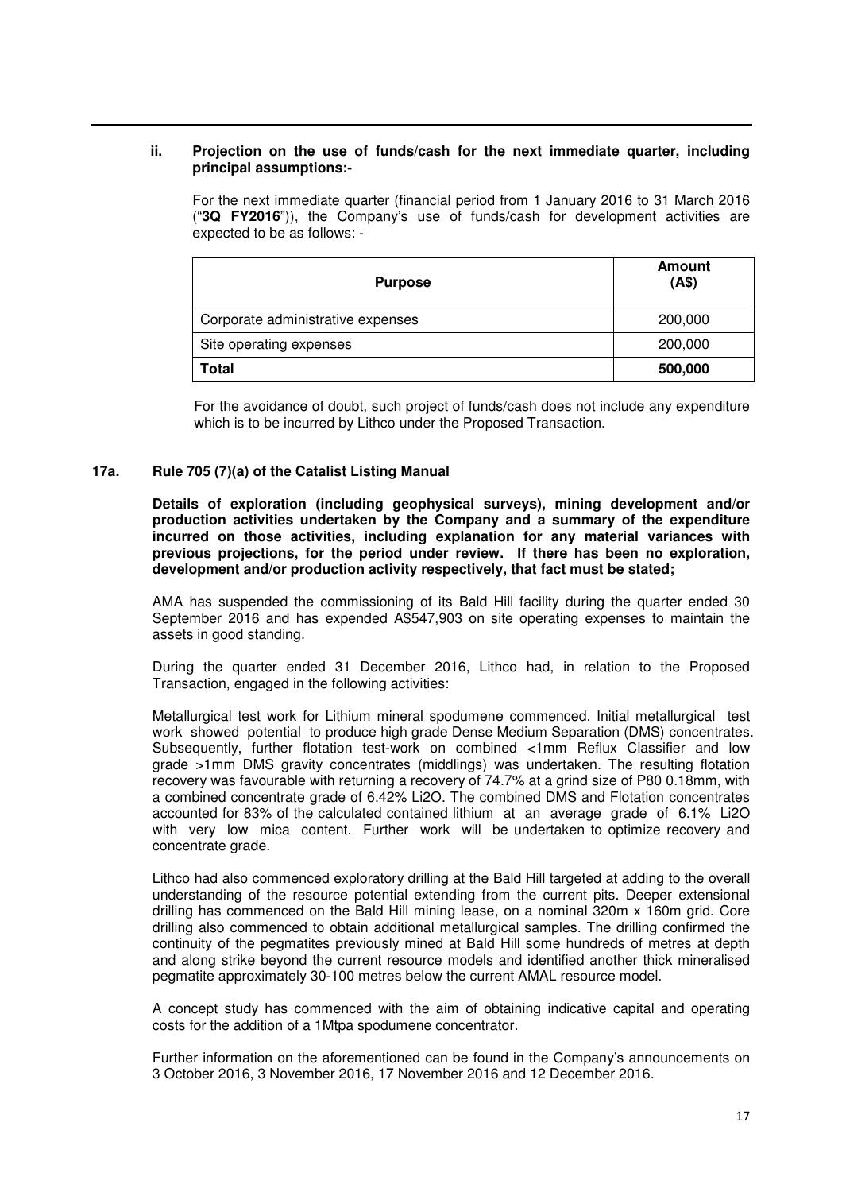### ii. Projection on the use of funds/cash for the next immediate quarter, including principal assumptions:-

For the next immediate quarter (financial period from 1 January 2016 to 31 March 2016 ("**3Q FY2016**")), the Company's use of funds/cash for development activities are expected to be as follows: -

| Purpose | Amount (A$) |
|---|---|
| Corporate administrative expenses | 200,000 |
| Site operating expenses | 200,000 |
| **Total** | **500,000** |

For the avoidance of doubt, such project of funds/cash does not include any expenditure which is to be incurred by Lithco under the Proposed Transaction.

## 17a. Rule 705 (7)(a) of the Catalist Listing Manual

**Details of exploration (including geophysical surveys), mining development and/or production activities undertaken by the Company and a summary of the expenditure incurred on those activities, including explanation for any material variances with previous projections, for the period under review. If there has been no exploration, development and/or production activity respectively, that fact must be stated;**

AMA has suspended the commissioning of its Bald Hill facility during the quarter ended 30 September 2016 and has expended A$547,903 on site operating expenses to maintain the assets in good standing.

During the quarter ended 31 December 2016, Lithco had, in relation to the Proposed Transaction, engaged in the following activities:

Metallurgical test work for Lithium mineral spodumene commenced. Initial metallurgical test work showed potential to produce high grade Dense Medium Separation (DMS) concentrates. Subsequently, further flotation test-work on combined <1mm Reflux Classifier and low grade >1mm DMS gravity concentrates (middlings) was undertaken. The resulting flotation recovery was favourable with returning a recovery of 74.7% at a grind size of P80 0.18mm, with a combined concentrate grade of 6.42% $Li_2O$. The combined DMS and Flotation concentrates accounted for 83% of the calculated contained lithium at an average grade of 6.1% $Li_2O$ with very low mica content. Further work will be undertaken to optimize recovery and concentrate grade.

Lithco had also commenced exploratory drilling at the Bald Hill targeted at adding to the overall understanding of the resource potential extending from the current pits. Deeper extensional drilling has commenced on the Bald Hill mining lease, on a nominal 320m x 160m grid. Core drilling also commenced to obtain additional metallurgical samples. The drilling confirmed the continuity of the pegmatites previously mined at Bald Hill some hundreds of metres at depth and along strike beyond the current resource models and identified another thick mineralised pegmatite approximately 30-100 metres below the current AMAL resource model.

A concept study has commenced with the aim of obtaining indicative capital and operating costs for the addition of a 1Mtpa spodumene concentrator.

Further information on the aforementioned can be found in the Company's announcements on 3 October 2016, 3 November 2016, 17 November 2016 and 12 December 2016.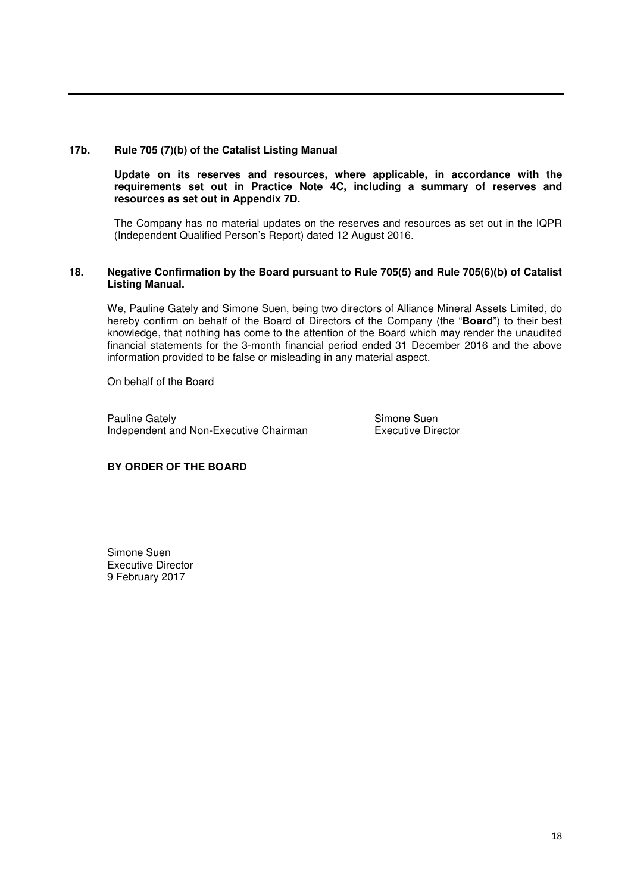**17b. Rule 705 (7)(b) of the Catalist Listing Manual**

**Update on its reserves and resources, where applicable, in accordance with the requirements set out in Practice Note 4C, including a summary of reserves and resources as set out in Appendix 7D.**

The Company has no material updates on the reserves and resources as set out in the IQPR (Independent Qualified Person's Report) dated 12 August 2016.

**18. Negative Confirmation by the Board pursuant to Rule 705(5) and Rule 705(6)(b) of Catalist Listing Manual.**

We, Pauline Gately and Simone Suen, being two directors of Alliance Mineral Assets Limited, do hereby confirm on behalf of the Board of Directors of the Company (the "**Board**") to their best knowledge, that nothing has come to the attention of the Board which may render the unaudited financial statements for the 3-month financial period ended 31 December 2016 and the above information provided to be false or misleading in any material aspect.

On behalf of the Board

Pauline Gately
Independent and Non-Executive Chairman

Simone Suen
Executive Director

**BY ORDER OF THE BOARD**

Simone Suen
Executive Director
9 February 2017